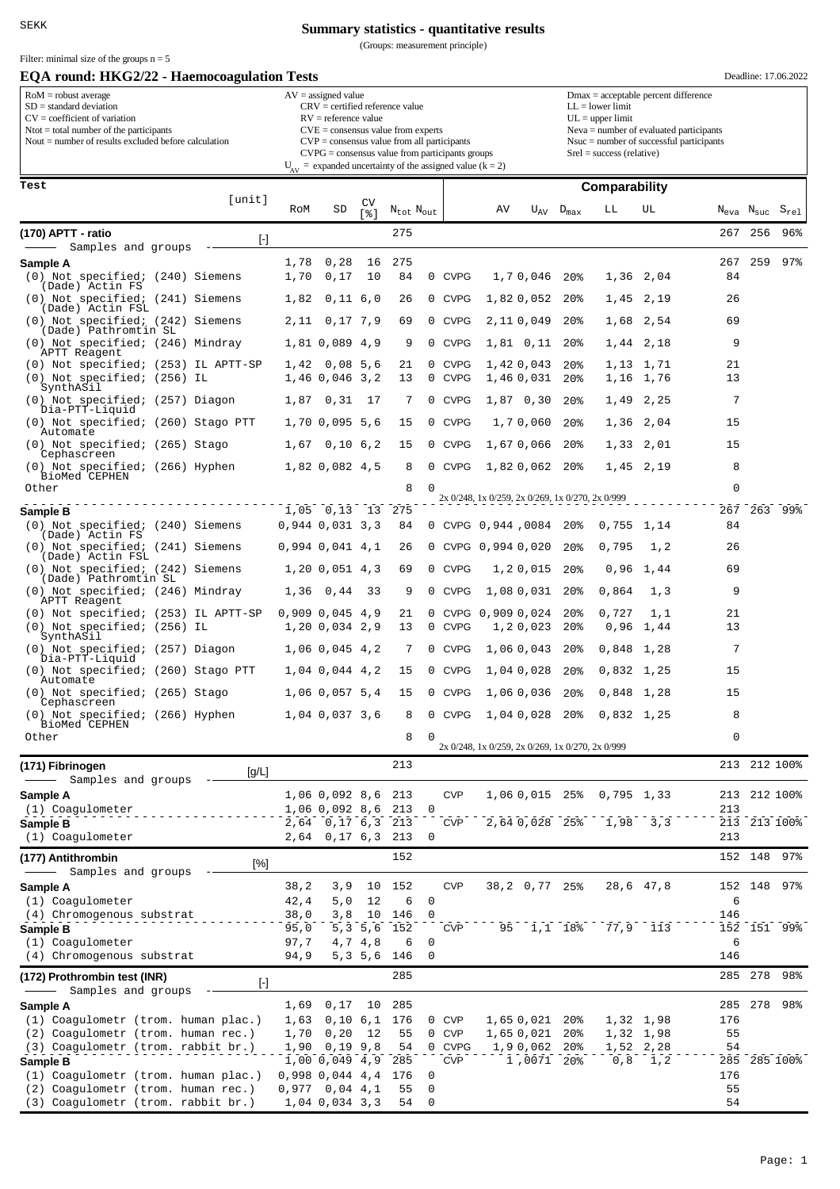SEKK

# Summary statistics - quantitative results

(Groups: measurement principle)

Filter: minimal size of the groups n = 5

## EQA round: HKG2/22 - Haemocoagulation Tests

Deadline: 17.06.2022

RoM = robust average
SD = standard deviation
CV = coefficient of variation
Ntot = total number of the participants
Nout = number of results excluded before calculation

AV = assigned value
CRV = certified reference value
RV = reference value
CVE = consensus value from experts
CVP = consensus value from all participants
CVPG = consensus value from participants groups
$U_{AV}$ = expanded uncertainty of the assigned value (k = 2)

Dmax = acceptable percent difference
LL = lower limit
UL = upper limit
Neva = number of evaluated participants
Nsuc = number of successful participants
Srel = success (relative)

| Test | [unit] | RoM | SD | CV [%] | $N_{tot}$ | $N_{out}$ | | AV | $U_{AV}$ | $D_{max}$ | LL | UL | $N_{eva}$ | $N_{suc}$ | $S_{rel}$ |
|---|---|---|---|---|---|---|---|---|---|---|---|---|---|---|---|
| **(170) APTT - ratio** — Samples and groups | [-] | | | | 275 | | | | | | | | 267 | 256 | 96% |
| **Sample A** | | 1,78 | 0,28 | 16 | 275 | | | | | | | | 267 | 259 | 97% |
| (0) Not specified; (240) Siemens (Dade) Actin FS | | 1,70 | 0,17 | 10 | 84 | 0 | CVPG | 1,7 | 0,046 | 20% | 1,36 | 2,04 | 84 | | |
| (0) Not specified; (241) Siemens (Dade) Actin FSL | | 1,82 | 0,11 | 6,0 | 26 | 0 | CVPG | 1,82 | 0,052 | 20% | 1,45 | 2,19 | 26 | | |
| (0) Not specified; (242) Siemens (Dade) Pathromtin SL | | 2,11 | 0,17 | 7,9 | 69 | 0 | CVPG | 2,11 | 0,049 | 20% | 1,68 | 2,54 | 69 | | |
| (0) Not specified; (246) Mindray APTT Reagent | | 1,81 | 0,089 | 4,9 | 9 | 0 | CVPG | 1,81 | 0,11 | 20% | 1,44 | 2,18 | 9 | | |
| (0) Not specified; (253) IL APTT-SP | | 1,42 | 0,08 | 5,6 | 21 | 0 | CVPG | 1,42 | 0,043 | 20% | 1,13 | 1,71 | 21 | | |
| (0) Not specified; (256) IL SynthASil | | 1,46 | 0,046 | 3,2 | 13 | 0 | CVPG | 1,46 | 0,031 | 20% | 1,16 | 1,76 | 13 | | |
| (0) Not specified; (257) Diagon Dia-PTT-Liquid | | 1,87 | 0,31 | 17 | 7 | 0 | CVPG | 1,87 | 0,30 | 20% | 1,49 | 2,25 | 7 | | |
| (0) Not specified; (260) Stago PTT Automate | | 1,70 | 0,095 | 5,6 | 15 | 0 | CVPG | 1,7 | 0,060 | 20% | 1,36 | 2,04 | 15 | | |
| (0) Not specified; (265) Stago Cephascreen | | 1,67 | 0,10 | 6,2 | 15 | 0 | CVPG | 1,67 | 0,066 | 20% | 1,33 | 2,01 | 15 | | |
| (0) Not specified; (266) Hyphen BioMed CEPHEN | | 1,82 | 0,082 | 4,5 | 8 | 0 | CVPG | 1,82 | 0,062 | 20% | 1,45 | 2,19 | 8 | | |
| Other | | | | | 8 | 0 | 2x 0/248, 1x 0/259, 2x 0/269, 1x 0/270, 2x 0/999 | | | | | | 0 | | |
| **Sample B** | | 1,05 | 0,13 | 13 | 275 | | | | | | | | 267 | 263 | 99% |
| (0) Not specified; (240) Siemens (Dade) Actin FS | | 0,944 | 0,031 | 3,3 | 84 | 0 | CVPG | 0,944 | ,0084 | 20% | 0,755 | 1,14 | 84 | | |
| (0) Not specified; (241) Siemens (Dade) Actin FSL | | 0,994 | 0,041 | 4,1 | 26 | 0 | CVPG | 0,994 | 0,020 | 20% | 0,795 | 1,2 | 26 | | |
| (0) Not specified; (242) Siemens (Dade) Pathromtin SL | | 1,20 | 0,051 | 4,3 | 69 | 0 | CVPG | 1,2 | 0,015 | 20% | 0,96 | 1,44 | 69 | | |
| (0) Not specified; (246) Mindray APTT Reagent | | 1,36 | 0,44 | 33 | 9 | 0 | CVPG | 1,08 | 0,031 | 20% | 0,864 | 1,3 | 9 | | |
| (0) Not specified; (253) IL APTT-SP | | 0,909 | 0,045 | 4,9 | 21 | 0 | CVPG | 0,909 | 0,024 | 20% | 0,727 | 1,1 | 21 | | |
| (0) Not specified; (256) IL SynthASil | | 1,20 | 0,034 | 2,9 | 13 | 0 | CVPG | 1,2 | 0,023 | 20% | 0,96 | 1,44 | 13 | | |
| (0) Not specified; (257) Diagon Dia-PTT-Liquid | | 1,06 | 0,045 | 4,2 | 7 | 0 | CVPG | 1,06 | 0,043 | 20% | 0,848 | 1,28 | 7 | | |
| (0) Not specified; (260) Stago PTT Automate | | 1,04 | 0,044 | 4,2 | 15 | 0 | CVPG | 1,04 | 0,028 | 20% | 0,832 | 1,25 | 15 | | |
| (0) Not specified; (265) Stago Cephascreen | | 1,06 | 0,057 | 5,4 | 15 | 0 | CVPG | 1,06 | 0,036 | 20% | 0,848 | 1,28 | 15 | | |
| (0) Not specified; (266) Hyphen BioMed CEPHEN | | 1,04 | 0,037 | 3,6 | 8 | 0 | CVPG | 1,04 | 0,028 | 20% | 0,832 | 1,25 | 8 | | |
| Other | | | | | 8 | 0 | 2x 0/248, 1x 0/259, 2x 0/269, 1x 0/270, 2x 0/999 | | | | | | 0 | | |
| **(171) Fibrinogen** — Samples and groups | [g/L] | | | | 213 | | | | | | | | 213 | 212 | 100% |
| **Sample A** | | 1,06 | 0,092 | 8,6 | 213 | | CVP | 1,06 | 0,015 | 25% | 0,795 | 1,33 | 213 | 212 | 100% |
| (1) Coagulometer | | 1,06 | 0,092 | 8,6 | 213 | 0 | | | | | | | 213 | | |
| **Sample B** | | 2,64 | 0,17 | 6,3 | 213 | | CVP | 2,64 | 0,028 | 25% | 1,98 | 3,3 | 213 | 213 | 100% |
| (1) Coagulometer | | 2,64 | 0,17 | 6,3 | 213 | 0 | | | | | | | 213 | | |
| **(177) Antithrombin** — Samples and groups | [%] | | | | 152 | | | | | | | | 152 | 148 | 97% |
| **Sample A** | | 38,2 | 3,9 | 10 | 152 | | CVP | 38,2 | 0,77 | 25% | 28,6 | 47,8 | 152 | 148 | 97% |
| (1) Coagulometer | | 42,4 | 5,0 | 12 | 6 | 0 | | | | | | | 6 | | |
| (4) Chromogenous substrat | | 38,0 | 3,8 | 10 | 146 | 0 | | | | | | | 146 | | |
| **Sample B** | | 95,0 | 5,3 | 5,6 | 152 | | CVP | 95 | 1,1 | 18% | 77,9 | 113 | 152 | 151 | 99% |
| (1) Coagulometer | | 97,7 | 4,7 | 4,8 | 6 | 0 | | | | | | | 6 | | |
| (4) Chromogenous substrat | | 94,9 | 5,3 | 5,6 | 146 | 0 | | | | | | | 146 | | |
| **(172) Prothrombin test (INR)** — Samples and groups | [-] | | | | 285 | | | | | | | | 285 | 278 | 98% |
| **Sample A** | | 1,69 | 0,17 | 10 | 285 | | | | | | | | 285 | 278 | 98% |
| (1) Coagulometr (trom. human plac.) | | 1,63 | 0,10 | 6,1 | 176 | 0 | CVP | 1,65 | 0,021 | 20% | 1,32 | 1,98 | 176 | | |
| (2) Coagulometr (trom. human rec.) | | 1,70 | 0,20 | 12 | 55 | 0 | CVP | 1,65 | 0,021 | 20% | 1,32 | 1,98 | 55 | | |
| (3) Coagulometr (trom. rabbit br.) | | 1,90 | 0,19 | 9,8 | 54 | 0 | CVPG | 1,9 | 0,062 | 20% | 1,52 | 2,28 | 54 | | |
| **Sample B** | | 1,00 | 0,049 | 4,9 | 285 | | CVP | 1 | ,0071 | 20% | 0,8 | 1,2 | 285 | 285 | 100% |
| (1) Coagulometr (trom. human plac.) | | 0,998 | 0,044 | 4,4 | 176 | 0 | | | | | | | 176 | | |
| (2) Coagulometr (trom. human rec.) | | 0,977 | 0,04 | 4,1 | 55 | 0 | | | | | | | 55 | | |
| (3) Coagulometr (trom. rabbit br.) | | 1,04 | 0,034 | 3,3 | 54 | 0 | | | | | | | 54 | | |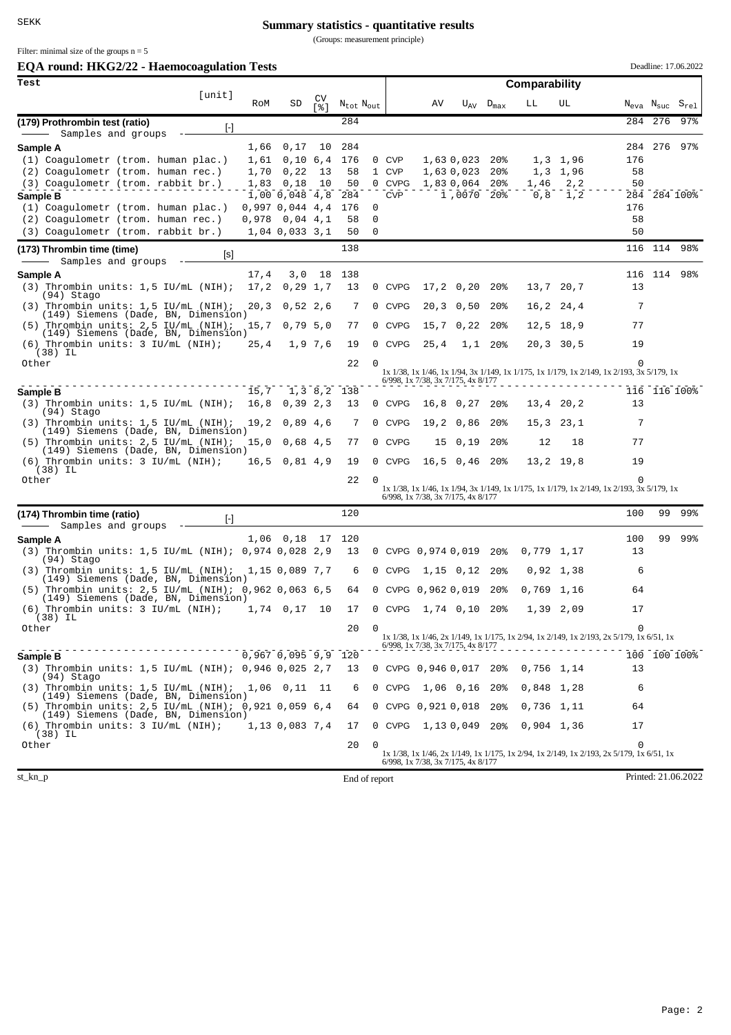SEKK

# Summary statistics - quantitative results

(Groups: measurement principle)

Filter: minimal size of the groups n = 5

## EQA round: HKG2/22 - Haemocoagulation Tests

Deadline: 17.06.2022

| Test [unit] | RoM | SD | CV [%] | $N_{tot}$ | $N_{out}$ | Comparability | AV | $U_{AV}$ | $D_{max}$ | LL | UL | $N_{eva}$ | $N_{suc}$ | $S_{rel}$ |
|---|---|---|---|---|---|---|---|---|---|---|---|---|---|---|
| **(179) Prothrombin test (ratio)** [-] | | | | 284 | | | | | | | | 284 | 276 | 97% |
| Samples and groups | | | | | | | | | | | | | | |
| **Sample A** | 1,66 | 0,17 | 10 | 284 | | | | | | | | 284 | 276 | 97% |
| (1) Coagulometr (trom. human plac.) | 1,61 | 0,10 | 6,4 | 176 | 0 | CVP | 1,63 | 0,023 | 20% | 1,3 | 1,96 | 176 | | |
| (2) Coagulometr (trom. human rec.) | 1,70 | 0,22 | 13 | 58 | 1 | CVP | 1,63 | 0,023 | 20% | 1,3 | 1,96 | 58 | | |
| (3) Coagulometr (trom. rabbit br.) | 1,83 | 0,18 | 10 | 50 | 0 | CVPG | 1,83 | 0,064 | 20% | 1,46 | 2,2 | 50 | | |
| **Sample B** | 1,00 | 0,048 | 4,8 | 284 | | CVP | 1,00 | 70 | 20% | 0,8 | 1,2 | 284 | 284 | 100% |
| (1) Coagulometr (trom. human plac.) | 0,997 | 0,044 | 4,4 | 176 | 0 | | | | | | | 176 | | |
| (2) Coagulometr (trom. human rec.) | 0,978 | 0,04 | 4,1 | 58 | 0 | | | | | | | 58 | | |
| (3) Coagulometr (trom. rabbit br.) | 1,04 | 0,033 | 3,1 | 50 | 0 | | | | | | | 50 | | |
| **(173) Thrombin time (time)** [s] | | | | 138 | | | | | | | | 116 | 114 | 98% |
| Samples and groups | | | | | | | | | | | | | | |
| **Sample A** | 17,4 | 3,0 | 18 | 138 | | | | | | | | 116 | 114 | 98% |
| (3) Thrombin units: 1,5 IU/mL (NIH); (94) Stago | 17,2 | 0,29 | 1,7 | 13 | 0 | CVPG | 17,2 | 0,20 | 20% | 13,7 | 20,7 | 13 | | |
| (3) Thrombin units: 1,5 IU/mL (NIH); (149) Siemens (Dade, BN, Dimension) | 20,3 | 0,52 | 2,6 | 7 | 0 | CVPG | 20,3 | 0,50 | 20% | 16,2 | 24,4 | 7 | | |
| (5) Thrombin units: 2,5 IU/mL (NIH); (149) Siemens (Dade, BN, Dimension) | 15,7 | 0,79 | 5,0 | 77 | 0 | CVPG | 15,7 | 0,22 | 20% | 12,5 | 18,9 | 77 | | |
| (6) Thrombin units: 3 IU/mL (NIH); (38) IL | 25,4 | 1,9 | 7,6 | 19 | 0 | CVPG | 25,4 | 1,1 | 20% | 20,3 | 30,5 | 19 | | |
| Other | | | | 22 | 0 | 1x 1/38, 1x 1/46, 1x 1/94, 3x 1/149, 1x 1/175, 1x 1/179, 1x 2/149, 1x 2/193, 3x 5/179, 1x 6/998, 1x 7/38, 3x 7/175, 4x 8/177 | | | | | | 0 | | |
| **Sample B** | 15,7 | 1,3 | 8,2 | 138 | | | | | | | | 116 | 116 | 100% |
| (3) Thrombin units: 1,5 IU/mL (NIH); (94) Stago | 16,8 | 0,39 | 2,3 | 13 | 0 | CVPG | 16,8 | 0,27 | 20% | 13,4 | 20,2 | 13 | | |
| (3) Thrombin units: 1,5 IU/mL (NIH); (149) Siemens (Dade, BN, Dimension) | 19,2 | 0,89 | 4,6 | 7 | 0 | CVPG | 19,2 | 0,86 | 20% | 15,3 | 23,1 | 7 | | |
| (5) Thrombin units: 2,5 IU/mL (NIH); (149) Siemens (Dade, BN, Dimension) | 15,0 | 0,68 | 4,5 | 77 | 0 | CVPG | 15 | 0,19 | 20% | 12 | 18 | 77 | | |
| (6) Thrombin units: 3 IU/mL (NIH); (38) IL | 16,5 | 0,81 | 4,9 | 19 | 0 | CVPG | 16,5 | 0,46 | 20% | 13,2 | 19,8 | 19 | | |
| Other | | | | 22 | 0 | 1x 1/38, 1x 1/46, 1x 1/94, 3x 1/149, 1x 1/175, 1x 1/179, 1x 2/149, 1x 2/193, 3x 5/179, 1x 6/998, 1x 7/38, 3x 7/175, 4x 8/177 | | | | | | 0 | | |
| **(174) Thrombin time (ratio)** [-] | | | | 120 | | | | | | | | 100 | 99 | 99% |
| Samples and groups | | | | | | | | | | | | | | |
| **Sample A** | 1,06 | 0,18 | 17 | 120 | | | | | | | | 100 | 99 | 99% |
| (3) Thrombin units: 1,5 IU/mL (NIH); (94) Stago | 0,974 | 0,028 | 2,9 | 13 | 0 | CVPG | 0,974 | 0,019 | 20% | 0,779 | 1,17 | 13 | | |
| (3) Thrombin units: 1,5 IU/mL (NIH); (149) Siemens (Dade, BN, Dimension) | 1,15 | 0,089 | 7,7 | 6 | 0 | CVPG | 1,15 | 0,12 | 20% | 0,92 | 1,38 | 6 | | |
| (5) Thrombin units: 2,5 IU/mL (NIH); (149) Siemens (Dade, BN, Dimension) | 0,962 | 0,063 | 6,5 | 64 | 0 | CVPG | 0,962 | 0,019 | 20% | 0,769 | 1,16 | 64 | | |
| (6) Thrombin units: 3 IU/mL (NIH); (38) IL | 1,74 | 0,17 | 10 | 17 | 0 | CVPG | 1,74 | 0,10 | 20% | 1,39 | 2,09 | 17 | | |
| Other | | | | 20 | 0 | 1x 1/38, 1x 1/46, 2x 1/149, 1x 1/175, 1x 2/94, 1x 2/149, 1x 2/193, 2x 5/179, 1x 6/51, 1x 6/998, 1x 7/38, 3x 7/175, 4x 8/177 | | | | | | 0 | | |
| **Sample B** | 0,967 | 0,095 | 9,9 | 120 | | | | | | | | 100 | 100 | 100% |
| (3) Thrombin units: 1,5 IU/mL (NIH); (94) Stago | 0,946 | 0,025 | 2,7 | 13 | 0 | CVPG | 0,946 | 0,017 | 20% | 0,756 | 1,14 | 13 | | |
| (3) Thrombin units: 1,5 IU/mL (NIH); (149) Siemens (Dade, BN, Dimension) | 1,06 | 0,11 | 11 | 6 | 0 | CVPG | 1,06 | 0,16 | 20% | 0,848 | 1,28 | 6 | | |
| (5) Thrombin units: 2,5 IU/mL (NIH); (149) Siemens (Dade, BN, Dimension) | 0,921 | 0,059 | 6,4 | 64 | 0 | CVPG | 0,921 | 0,018 | 20% | 0,736 | 1,11 | 64 | | |
| (6) Thrombin units: 3 IU/mL (NIH); (38) IL | 1,13 | 0,083 | 7,4 | 17 | 0 | CVPG | 1,13 | 0,049 | 20% | 0,904 | 1,36 | 17 | | |
| Other | | | | 20 | 0 | 1x 1/38, 1x 1/46, 2x 1/149, 1x 1/175, 1x 2/94, 1x 2/149, 1x 2/193, 2x 5/179, 1x 6/51, 1x 6/998, 1x 7/38, 3x 7/175, 4x 8/177 | | | | | | 0 | | |

st_kn_p

End of report

Printed: 21.06.2022